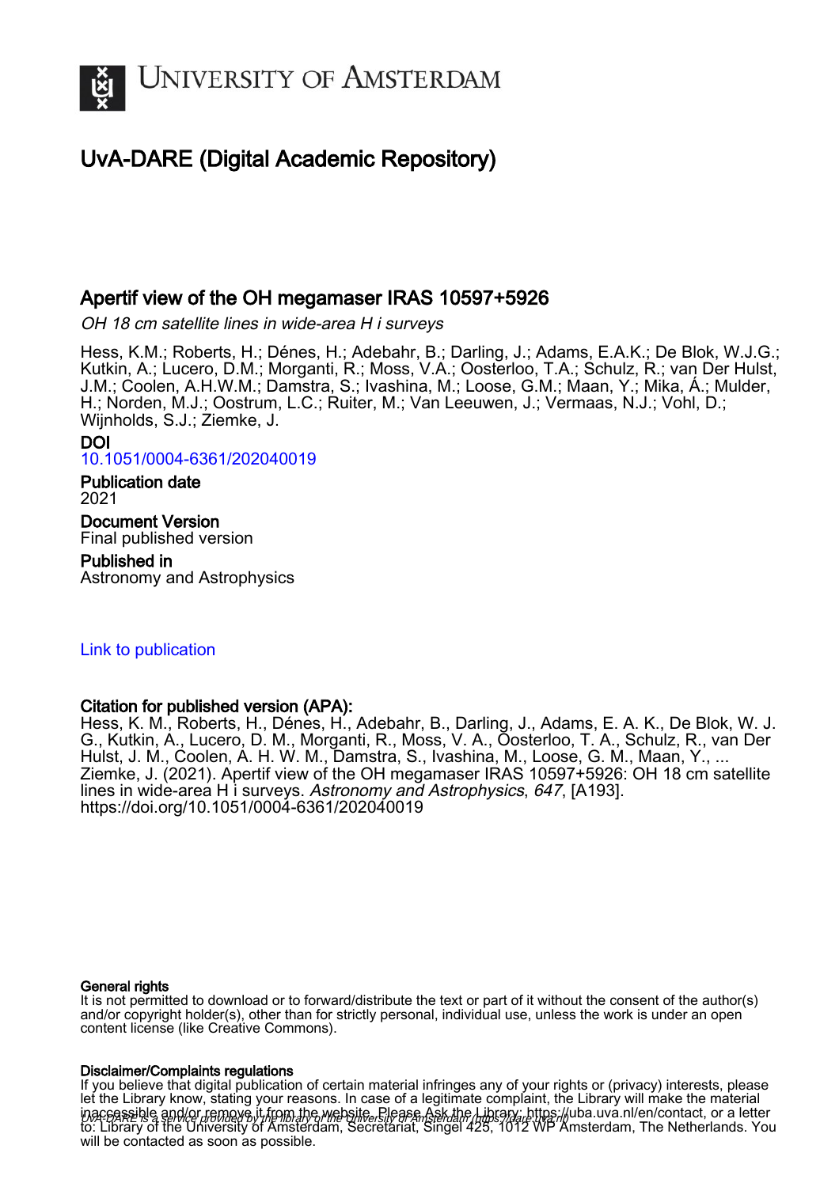# University of Amsterdam

## UvA-DARE (Digital Academic Repository)

### Apertif view of the OH megamaser IRAS 10597+5926

*OH 18 cm satellite lines in wide-area H i surveys*

Hess, K.M.; Roberts, H.; Dénes, H.; Adebahr, B.; Darling, J.; Adams, E.A.K.; De Blok, W.J.G.; Kutkin, A.; Lucero, D.M.; Morganti, R.; Moss, V.A.; Oosterloo, T.A.; Schulz, R.; van Der Hulst, J.M.; Coolen, A.H.W.M.; Damstra, S.; Ivashina, M.; Loose, G.M.; Maan, Y.; Mika, Á.; Mulder, H.; Norden, M.J.; Oostrum, L.C.; Ruiter, M.; Van Leeuwen, J.; Vermaas, N.J.; Vohl, D.; Wijnholds, S.J.; Ziemke, J.

**DOI**
10.1051/0004-6361/202040019

**Publication date**
2021

**Document Version**
Final published version

**Published in**
Astronomy and Astrophysics

Link to publication

**Citation for published version (APA):**
Hess, K. M., Roberts, H., Dénes, H., Adebahr, B., Darling, J., Adams, E. A. K., De Blok, W. J. G., Kutkin, A., Lucero, D. M., Morganti, R., Moss, V. A., Oosterloo, T. A., Schulz, R., van Der Hulst, J. M., Coolen, A. H. W. M., Damstra, S., Ivashina, M., Loose, G. M., Maan, Y., ... Ziemke, J. (2021). Apertif view of the OH megamaser IRAS 10597+5926: OH 18 cm satellite lines in wide-area H i surveys. *Astronomy and Astrophysics*, *647*, [A193]. https://doi.org/10.1051/0004-6361/202040019

**General rights**
It is not permitted to download or to forward/distribute the text or part of it without the consent of the author(s) and/or copyright holder(s), other than for strictly personal, individual use, unless the work is under an open content license (like Creative Commons).

**Disclaimer/Complaints regulations**
If you believe that digital publication of certain material infringes any of your rights or (privacy) interests, please let the Library know, stating your reasons. In case of a legitimate complaint, the Library will make the material inaccessible and/or remove it from the website. Please Ask the Library: https://uba.uva.nl/en/contact, or a letter to: Library of the University of Amsterdam, Secretariat, Singel 425, 1012 WP Amsterdam, The Netherlands. You will be contacted as soon as possible.

*UvA-DARE is a service provided by the library of the University of Amsterdam (https://dare.uva.nl)*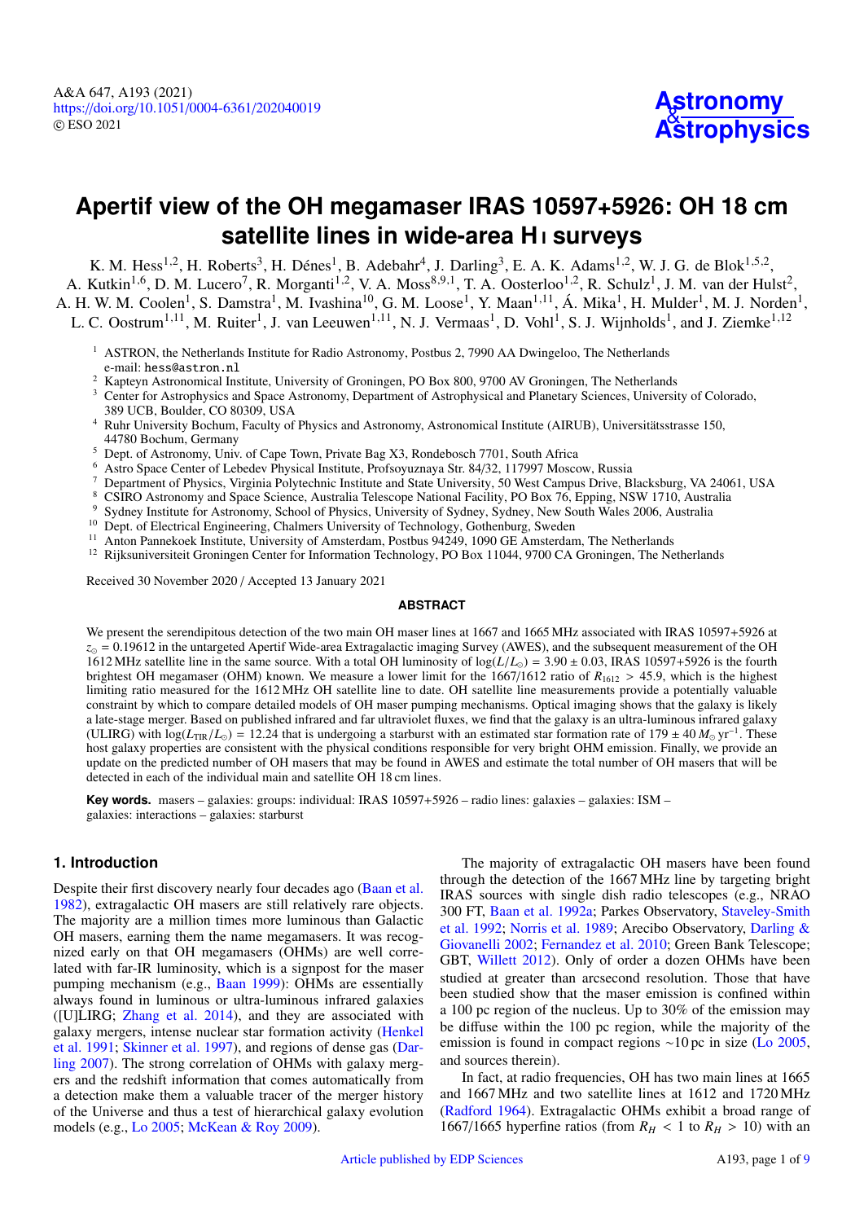# Apertif view of the OH megamaser IRAS 10597+5926: OH 18 cm satellite lines in wide-area H I surveys

K. M. Hess[1,2], H. Roberts[3], H. Dénes[1], B. Adebahr[4], J. Darling[3], E. A. K. Adams[1,2], W. J. G. de Blok[1,5,2], A. Kutkin[1,6], D. M. Lucero[7], R. Morganti[1,2], V. A. Moss[8,9,1], T. A. Oosterloo[1,2], R. Schulz[1], J. M. van der Hulst[2], A. H. W. M. Coolen[1], S. Damstra[1], M. Ivashina[10], G. M. Loose[1], Y. Maan[1,11], Á. Mika[1], H. Mulder[1], M. J. Norden[1], L. C. Oostrum[1,11], M. Ruiter[1], J. van Leeuwen[1,11], N. J. Vermaas[1], D. Vohl[1], S. J. Wijnholds[1], and J. Ziemke[1,12]

[1] ASTRON, the Netherlands Institute for Radio Astronomy, Postbus 2, 7990 AA Dwingeloo, The Netherlands
e-mail: hess@astron.nl
[2] Kapteyn Astronomical Institute, University of Groningen, PO Box 800, 9700 AV Groningen, The Netherlands
[3] Center for Astrophysics and Space Astronomy, Department of Astrophysical and Planetary Sciences, University of Colorado, 389 UCB, Boulder, CO 80309, USA
[4] Ruhr University Bochum, Faculty of Physics and Astronomy, Astronomical Institute (AIRUB), Universitätsstrasse 150, 44780 Bochum, Germany
[5] Dept. of Astronomy, Univ. of Cape Town, Private Bag X3, Rondebosch 7701, South Africa
[6] Astro Space Center of Lebedev Physical Institute, Profsoyuznaya Str. 84/32, 117997 Moscow, Russia
[7] Department of Physics, Virginia Polytechnic Institute and State University, 50 West Campus Drive, Blacksburg, VA 24061, USA
[8] CSIRO Astronomy and Space Science, Australia Telescope National Facility, PO Box 76, Epping, NSW 1710, Australia
[9] Sydney Institute for Astronomy, School of Physics, University of Sydney, Sydney, New South Wales 2006, Australia
[10] Dept. of Electrical Engineering, Chalmers University of Technology, Gothenburg, Sweden
[11] Anton Pannekoek Institute, University of Amsterdam, Postbus 94249, 1090 GE Amsterdam, The Netherlands
[12] Rijksuniversiteit Groningen Center for Information Technology, PO Box 11044, 9700 CA Groningen, The Netherlands

Received 30 November 2020 / Accepted 13 January 2021

## ABSTRACT

We present the serendipitous detection of the two main OH maser lines at 1667 and 1665 MHz associated with IRAS 10597+5926 at $z_{\odot} = 0.19612$ in the untargeted Apertif Wide-area Extragalactic imaging Survey (AWES), and the subsequent measurement of the OH 1612 MHz satellite line in the same source. With a total OH luminosity of $\log(L/L_{\odot}) = 3.90 \pm 0.03$, IRAS 10597+5926 is the fourth brightest OH megamaser (OHM) known. We measure a lower limit for the 1667/1612 ratio of $R_{1612} > 45.9$, which is the highest limiting ratio measured for the 1612 MHz OH satellite line to date. OH satellite line measurements provide a potentially valuable constraint by which to compare detailed models of OH maser pumping mechanisms. Optical imaging shows that the galaxy is likely a late-stage merger. Based on published infrared and far ultraviolet fluxes, we find that the galaxy is an ultra-luminous infrared galaxy (ULIRG) with $\log(L_{\rm TIR}/L_{\odot}) = 12.24$ that is undergoing a starburst with an estimated star formation rate of $179 \pm 40\,M_{\odot}\,{\rm yr}^{-1}$. These host galaxy properties are consistent with the physical conditions responsible for very bright OHM emission. Finally, we provide an update on the predicted number of OH masers that may be found in AWES and estimate the total number of OH masers that will be detected in each of the individual main and satellite OH 18 cm lines.

**Key words.** masers – galaxies: groups: individual: IRAS 10597+5926 – radio lines: galaxies – galaxies: ISM – galaxies: interactions – galaxies: starburst

## 1. Introduction

Despite their first discovery nearly four decades ago (Baan et al. 1982), extragalactic OH masers are still relatively rare objects. The majority are a million times more luminous than Galactic OH masers, earning them the name megamasers. It was recognized early on that OH megamasers (OHMs) are well correlated with far-IR luminosity, which is a signpost for the maser pumping mechanism (e.g., Baan 1999): OHMs are essentially always found in luminous or ultra-luminous infrared galaxies ([U]LIRG; Zhang et al. 2014), and they are associated with galaxy mergers, intense nuclear star formation activity (Henkel et al. 1991; Skinner et al. 1997), and regions of dense gas (Darling 2007). The strong correlation of OHMs with galaxy mergers and the redshift information that comes automatically from a detection make them a valuable tracer of the merger history of the Universe and thus a test of hierarchical galaxy evolution models (e.g., Lo 2005; McKean & Roy 2009).

The majority of extragalactic OH masers have been found through the detection of the 1667 MHz line by targeting bright IRAS sources with single dish radio telescopes (e.g., NRAO 300 FT, Baan et al. 1992a; Parkes Observatory, Staveley-Smith et al. 1992; Norris et al. 1989; Arecibo Observatory, Darling & Giovanelli 2002; Fernandez et al. 2010; Green Bank Telescope; GBT, Willett 2012). Only of order a dozen OHMs have been studied at greater than arcsecond resolution. Those that have been studied show that the maser emission is confined within a 100 pc region of the nucleus. Up to 30% of the emission may be diffuse within the 100 pc region, while the majority of the emission is found in compact regions ∼10 pc in size (Lo 2005, and sources therein).

In fact, at radio frequencies, OH has two main lines at 1665 and 1667 MHz and two satellite lines at 1612 and 1720 MHz (Radford 1964). Extragalactic OHMs exhibit a broad range of 1667/1665 hyperfine ratios (from $R_H < 1$ to $R_H > 10$) with an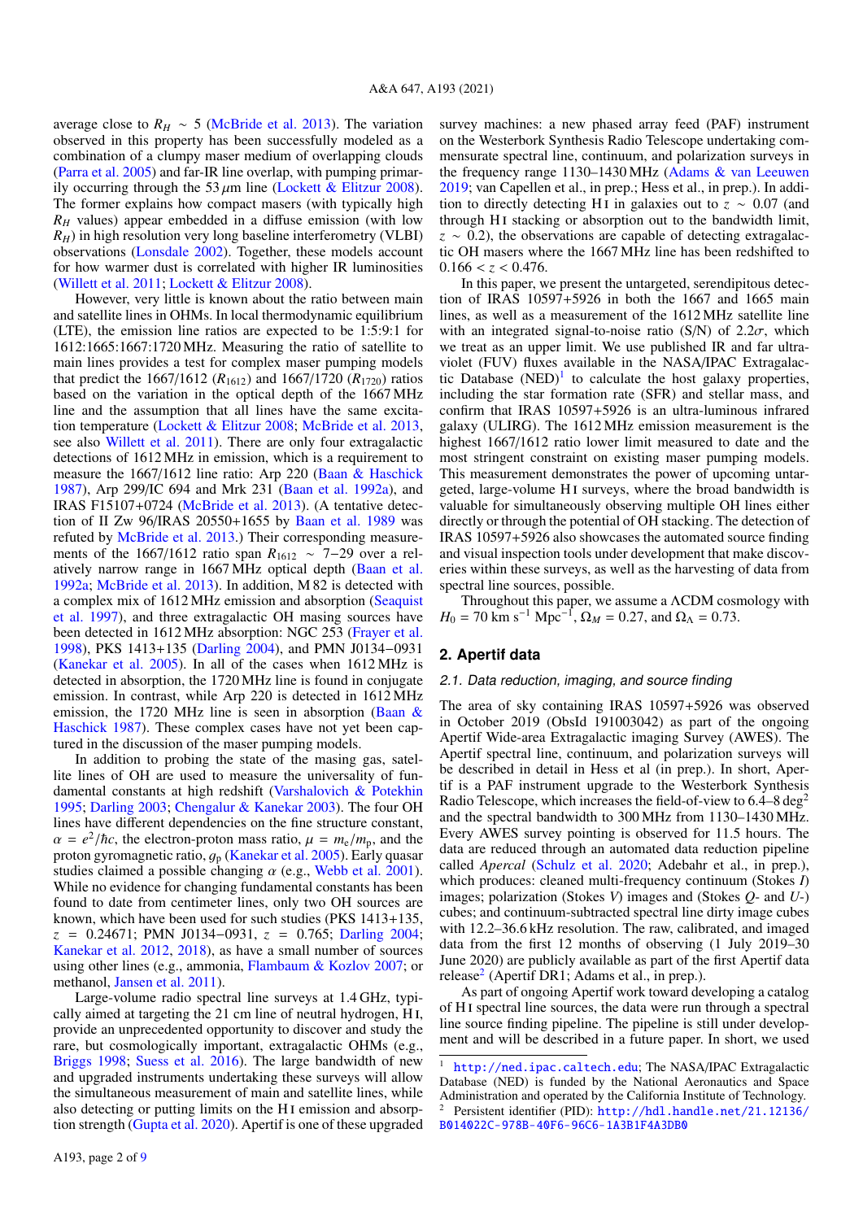average close to $R_H \sim 5$ (McBride et al. 2013). The variation observed in this property has been successfully modeled as a combination of a clumpy maser medium of overlapping clouds (Parra et al. 2005) and far-IR line overlap, with pumping primarily occurring through the 53 $\mu$m line (Lockett & Elitzur 2008). The former explains how compact masers (with typically high $R_H$ values) appear embedded in a diffuse emission (with low $R_H$) in high resolution very long baseline interferometry (VLBI) observations (Lonsdale 2002). Together, these models account for how warmer dust is correlated with higher IR luminosities (Willett et al. 2011; Lockett & Elitzur 2008).

However, very little is known about the ratio between main and satellite lines in OHMs. In local thermodynamic equilibrium (LTE), the emission line ratios are expected to be 1:5:9:1 for 1612:1665:1667:1720 MHz. Measuring the ratio of satellite to main lines provides a test for complex maser pumping models that predict the 1667/1612 ($R_{1612}$) and 1667/1720 ($R_{1720}$) ratios based on the variation in the optical depth of the 1667 MHz line and the assumption that all lines have the same excitation temperature (Lockett & Elitzur 2008; McBride et al. 2013, see also Willett et al. 2011). There are only four extragalactic detections of 1612 MHz in emission, which is a requirement to measure the 1667/1612 line ratio: Arp 220 (Baan & Haschick 1987), Arp 299/IC 694 and Mrk 231 (Baan et al. 1992a), and IRAS F15107+0724 (McBride et al. 2013). (A tentative detection of II Zw 96/IRAS 20550+1655 by Baan et al. 1989 was refuted by McBride et al. 2013.) Their corresponding measurements of the 1667/1612 ratio span $R_{1612} \sim 7$–29 over a relatively narrow range in 1667 MHz optical depth (Baan et al. 1992a; McBride et al. 2013). In addition, M 82 is detected with a complex mix of 1612 MHz emission and absorption (Seaquist et al. 1997), and three extragalactic OH masing sources have been detected in 1612 MHz absorption: NGC 253 (Frayer et al. 1998), PKS 1413+135 (Darling 2004), and PMN J0134−0931 (Kanekar et al. 2005). In all of the cases when 1612 MHz is detected in absorption, the 1720 MHz line is found in conjugate emission. In contrast, while Arp 220 is detected in 1612 MHz emission, the 1720 MHz line is seen in absorption (Baan & Haschick 1987). These complex cases have not yet been captured in the discussion of the maser pumping models.

In addition to probing the state of the masing gas, satellite lines of OH are used to measure the universality of fundamental constants at high redshift (Varshalovich & Potekhin 1995; Darling 2003; Chengalur & Kanekar 2003). The four OH lines have different dependencies on the fine structure constant, $\alpha = e^2/\hbar c$, the electron-proton mass ratio, $\mu = m_e/m_p$, and the proton gyromagnetic ratio, $g_p$ (Kanekar et al. 2005). Early quasar studies claimed a possible changing $\alpha$ (e.g., Webb et al. 2001). While no evidence for changing fundamental constants has been found to date from centimeter lines, only two OH sources are known, which have been used for such studies (PKS 1413+135, $z = 0.24671$; PMN J0134−0931, $z = 0.765$; Darling 2004; Kanekar et al. 2012, 2018), as have a small number of sources using other lines (e.g., ammonia, Flambaum & Kozlov 2007; or methanol, Jansen et al. 2011).

Large-volume radio spectral line surveys at 1.4 GHz, typically aimed at targeting the 21 cm line of neutral hydrogen, H I, provide an unprecedented opportunity to discover and study the rare, but cosmologically important, extragalactic OHMs (e.g., Briggs 1998; Suess et al. 2016). The large bandwidth of new and upgraded instruments undertaking these surveys will allow the simultaneous measurement of main and satellite lines, while also detecting or putting limits on the H I emission and absorption strength (Gupta et al. 2020). Apertif is one of these upgraded survey machines: a new phased array feed (PAF) instrument on the Westerbork Synthesis Radio Telescope undertaking commensurate spectral line, continuum, and polarization surveys in the frequency range 1130–1430 MHz (Adams & van Leeuwen 2019; van Cappelen et al., in prep.; Hess et al., in prep.). In addition to directly detecting H I in galaxies out to $z \sim 0.07$ (and through H I stacking or absorption out to the bandwidth limit, $z \sim 0.2$), the observations are capable of detecting extragalactic OH masers where the 1667 MHz line has been redshifted to $0.166 < z < 0.476$.

In this paper, we present the untargeted, serendipitous detection of IRAS 10597+5926 in both the 1667 and 1665 main lines, as well as a measurement of the 1612 MHz satellite line with an integrated signal-to-noise ratio (S/N) of $2.2\sigma$, which we treat as an upper limit. We use published IR and far ultraviolet (FUV) fluxes available in the NASA/IPAC Extragalactic Database (NED)[1] to calculate the host galaxy properties, including the star formation rate (SFR) and stellar mass, and confirm that IRAS 10597+5926 is an ultra-luminous infrared galaxy (ULIRG). The 1612 MHz emission measurement is the highest 1667/1612 ratio lower limit measured to date and the most stringent constraint on existing maser pumping models. This measurement demonstrates the power of upcoming untargeted, large-volume H I surveys, where the broad bandwidth is valuable for simultaneously observing multiple OH lines either directly or through the potential of OH stacking. The detection of IRAS 10597+5926 also showcases the automated source finding and visual inspection tools under development that make discoveries within these surveys, as well as the harvesting of data from spectral line sources, possible.

Throughout this paper, we assume a ΛCDM cosmology with $H_0 = 70$ km s$^{-1}$ Mpc$^{-1}$, $\Omega_M = 0.27$, and $\Omega_\Lambda = 0.73$.

## 2. Apertif data

### 2.1. Data reduction, imaging, and source finding

The area of sky containing IRAS 10597+5926 was observed in October 2019 (ObsId 191003042) as part of the ongoing Apertif Wide-area Extragalactic imaging Survey (AWES). The Apertif spectral line, continuum, and polarization surveys will be described in detail in Hess et al (in prep.). In short, Apertif is a PAF instrument upgrade to the Westerbork Synthesis Radio Telescope, which increases the field-of-view to 6.4–8 deg$^2$ and the spectral bandwidth to 300 MHz from 1130–1430 MHz. Every AWES survey pointing is observed for 11.5 hours. The data are reduced through an automated data reduction pipeline called *Apercal* (Schulz et al. 2020; Adebahr et al., in prep.), which produces: cleaned multi-frequency continuum (Stokes *I*) images; polarization (Stokes *V*) images and (Stokes *Q*- and *U*-) cubes; and continuum-subtracted spectral line dirty image cubes with 12.2–36.6 kHz resolution. The raw, calibrated, and imaged data from the first 12 months of observing (1 July 2019–30 June 2020) are publicly available as part of the first Apertif data release[2] (Apertif DR1; Adams et al., in prep.).

As part of ongoing Apertif work toward developing a catalog of H I spectral line sources, the data were run through a spectral line source finding pipeline. The pipeline is still under development and will be described in a future paper. In short, we used

[1] http://ned.ipac.caltech.edu; The NASA/IPAC Extragalactic Database (NED) is funded by the National Aeronautics and Space Administration and operated by the California Institute of Technology.

[2] Persistent identifier (PID): http://hdl.handle.net/21.12136/B014022C-978B-40F6-96C6-1A3B1F4A3DB0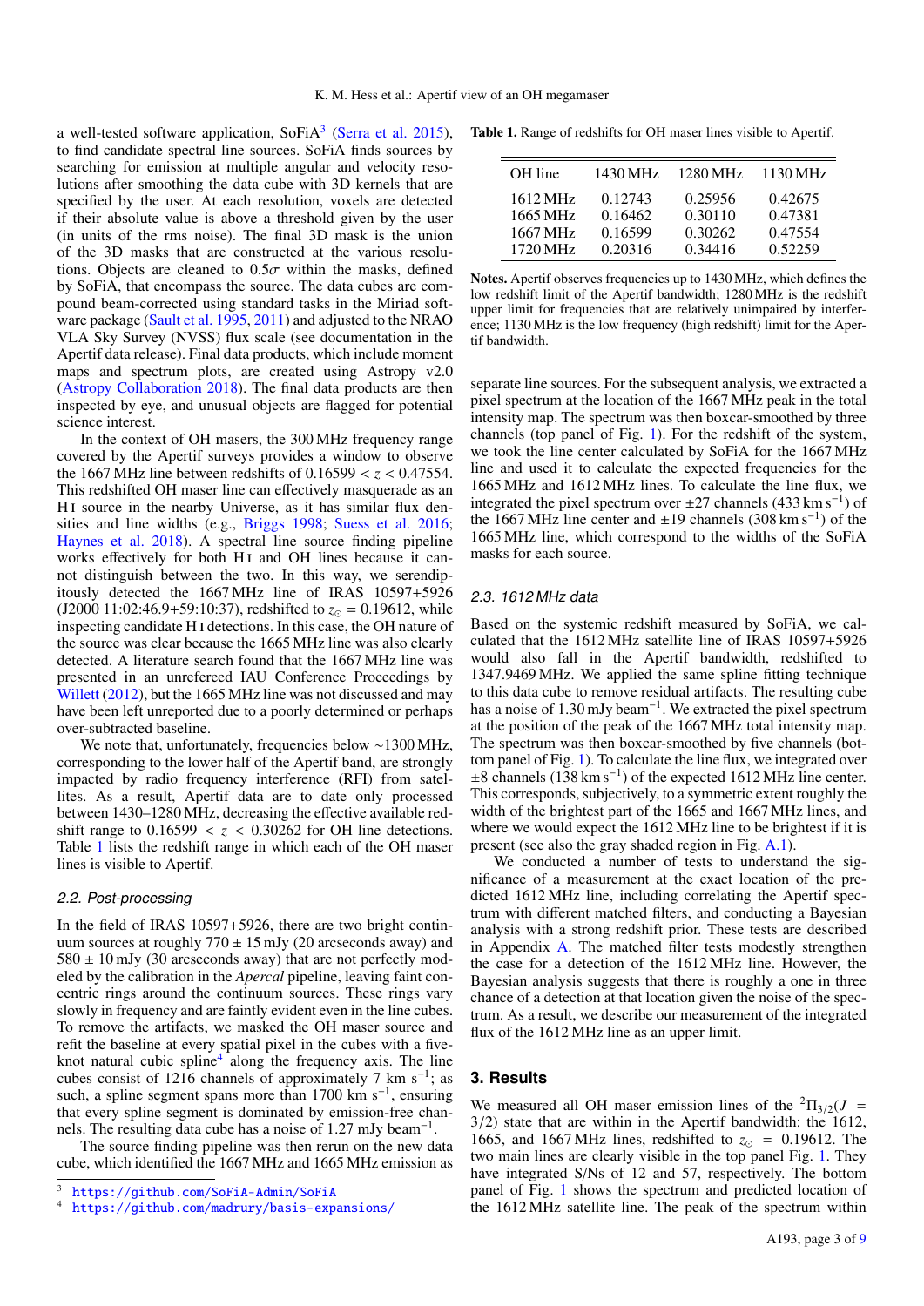a well-tested software application, SoFiA[3] (Serra et al. 2015), to find candidate spectral line sources. SoFiA finds sources by searching for emission at multiple angular and velocity resolutions after smoothing the data cube with 3D kernels that are specified by the user. At each resolution, voxels are detected if their absolute value is above a threshold given by the user (in units of the rms noise). The final 3D mask is the union of the 3D masks that are constructed at the various resolutions. Objects are cleaned to $0.5\sigma$ within the masks, defined by SoFiA, that encompass the source. The data cubes are compound beam-corrected using standard tasks in the Miriad software package (Sault et al. 1995, 2011) and adjusted to the NRAO VLA Sky Survey (NVSS) flux scale (see documentation in the Apertif data release). Final data products, which include moment maps and spectrum plots, are created using Astropy v2.0 (Astropy Collaboration 2018). The final data products are then inspected by eye, and unusual objects are flagged for potential science interest.

In the context of OH masers, the 300 MHz frequency range covered by the Apertif surveys provides a window to observe the 1667 MHz line between redshifts of $0.16599 < z < 0.47554$. This redshifted OH maser line can effectively masquerade as an H I source in the nearby Universe, as it has similar flux densities and line widths (e.g., Briggs 1998; Suess et al. 2016; Haynes et al. 2018). A spectral line source finding pipeline works effectively for both H I and OH lines because it cannot distinguish between the two. In this way, we serendipitously detected the 1667 MHz line of IRAS 10597+5926 (J2000 11:02:46.9+59:10:37), redshifted to $z_{\odot} = 0.19612$, while inspecting candidate H I detections. In this case, the OH nature of the source was clear because the 1665 MHz line was also clearly detected. A literature search found that the 1667 MHz line was presented in an unrefereed IAU Conference Proceedings by Willett (2012), but the 1665 MHz line was not discussed and may have been left unreported due to a poorly determined or perhaps over-subtracted baseline.

We note that, unfortunately, frequencies below ~1300 MHz, corresponding to the lower half of the Apertif band, are strongly impacted by radio frequency interference (RFI) from satellites. As a result, Apertif data are to date only processed between 1430–1280 MHz, effectively limiting the available redshift range to $0.16599 < z < 0.30262$ for OH line detections. Table 1 lists the redshift range in which each of the OH maser lines is visible to Apertif.

### 2.2. Post-processing

In the field of IRAS 10597+5926, there are two bright continuum sources at roughly $770 \pm 15$ mJy (20 arcseconds away) and $580 \pm 10$ mJy (30 arcseconds away) that are not perfectly modeled by the calibration in the *Apercal* pipeline, leaving faint concentric rings around the continuum sources. These rings vary slowly in frequency and are faintly evident even in the line cubes. To remove the artifacts, we masked the OH maser source and refit the baseline at every spatial pixel in the cubes with a five-knot natural cubic spline[4] along the frequency axis. The line cubes consist of 1216 channels of approximately 7 km s$^{-1}$; as such, a spline segment spans more than 1700 km s$^{-1}$, ensuring that every spline segment is dominated by emission-free channels. The resulting data cube has a noise of 1.27 mJy beam$^{-1}$.

The source finding pipeline was then rerun on the new data cube, which identified the 1667 MHz and 1665 MHz emission as separate line sources. For the subsequent analysis, we extracted a pixel spectrum at the location of the 1667 MHz peak in the total intensity map. The spectrum was then boxcar-smoothed by three channels (top panel of Fig. 1). For the redshift of the system, we took the line center calculated by SoFiA for the 1667 MHz line and used it to calculate the expected frequencies for the 1665 MHz and 1612 MHz lines. To calculate the line flux, we integrated the pixel spectrum over ±27 channels (433 km s$^{-1}$) of the 1667 MHz line center and ±19 channels (308 km s$^{-1}$) of the 1665 MHz line, which correspond to the widths of the SoFiA masks for each source.

[3] https://github.com/SoFiA-Admin/SoFiA

[4] https://github.com/madrury/basis-expansions/

**Table 1.** Range of redshifts for OH maser lines visible to Apertif.

| OH line | 1430 MHz | 1280 MHz | 1130 MHz |
|---|---|---|---|
| 1612 MHz | 0.12743 | 0.25956 | 0.42675 |
| 1665 MHz | 0.16462 | 0.30110 | 0.47381 |
| 1667 MHz | 0.16599 | 0.30262 | 0.47554 |
| 1720 MHz | 0.20316 | 0.34416 | 0.52259 |

**Notes.** Apertif observes frequencies up to 1430 MHz, which defines the low redshift limit of the Apertif bandwidth; 1280 MHz is the redshift upper limit for frequencies that are relatively unimpaired by interference; 1130 MHz is the low frequency (high redshift) limit for the Apertif bandwidth.

### 2.3. 1612 MHz data

Based on the systemic redshift measured by SoFiA, we calculated that the 1612 MHz satellite line of IRAS 10597+5926 would also fall in the Apertif bandwidth, redshifted to 1347.9469 MHz. We applied the same spline fitting technique to this data cube to remove residual artifacts. The resulting cube has a noise of 1.30 mJy beam$^{-1}$. We extracted the pixel spectrum at the position of the peak of the 1667 MHz total intensity map. The spectrum was then boxcar-smoothed by five channels (bottom panel of Fig. 1). To calculate the line flux, we integrated over ±8 channels (138 km s$^{-1}$) of the expected 1612 MHz line center. This corresponds, subjectively, to a symmetric extent roughly the width of the brightest part of the 1665 and 1667 MHz lines, and where we would expect the 1612 MHz line to be brightest if it is present (see also the gray shaded region in Fig. A.1).

We conducted a number of tests to understand the significance of a measurement at the exact location of the predicted 1612 MHz line, including correlating the Apertif spectrum with different matched filters, and conducting a Bayesian analysis with a strong redshift prior. These tests are described in Appendix A. The matched filter tests modestly strengthen the case for a detection of the 1612 MHz line. However, the Bayesian analysis suggests that there is roughly a one in three chance of a detection at that location given the noise of the spectrum. As a result, we describe our measurement of the integrated flux of the 1612 MHz line as an upper limit.

## 3. Results

We measured all OH maser emission lines of the $^2\Pi_{3/2}(J = 3/2)$ state that are within in the Apertif bandwidth: the 1612, 1665, and 1667 MHz lines, redshifted to $z_{\odot} = 0.19612$. The two main lines are clearly visible in the top panel Fig. 1. They have integrated S/Ns of 12 and 57, respectively. The bottom panel of Fig. 1 shows the spectrum and predicted location of the 1612 MHz satellite line. The peak of the spectrum within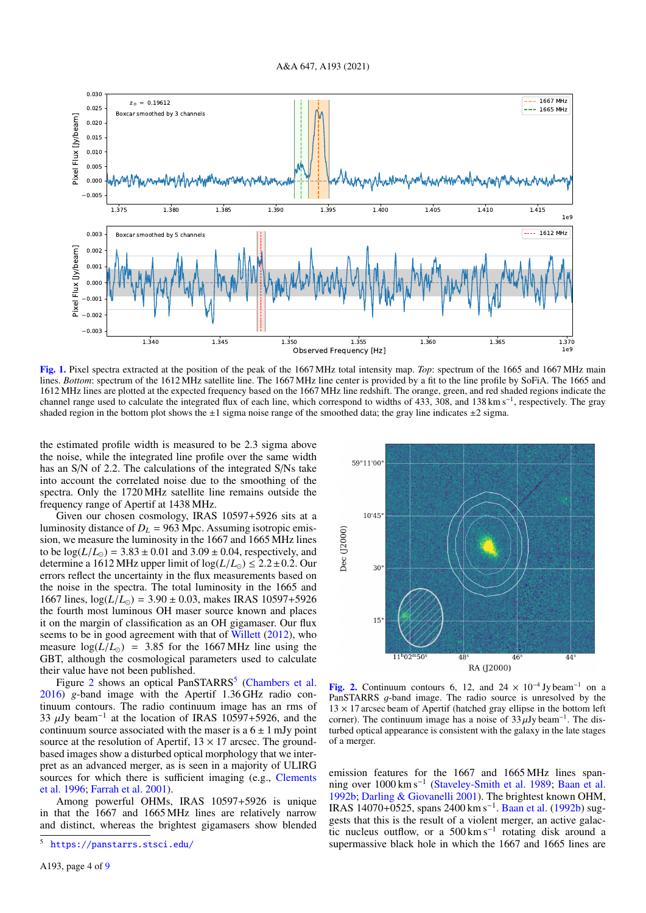Fig. 1. Pixel spectra extracted at the position of the peak of the 1667 MHz total intensity map. *Top*: spectrum of the 1665 and 1667 MHz main lines. *Bottom*: spectrum of the 1612 MHz satellite line. The 1667 MHz line center is provided by a fit to the line profile by SoFiA. The 1665 and 1612 MHz lines are plotted at the expected frequency based on the 1667 MHz line redshift. The orange, green, and red shaded regions indicate the channel range used to calculate the integrated flux of each line, which correspond to widths of 433, 308, and 138 km s$^{-1}$, respectively. The gray shaded region in the bottom plot shows the ±1 sigma noise range of the smoothed data; the gray line indicates ±2 sigma.

the estimated profile width is measured to be 2.3 sigma above the noise, while the integrated line profile over the same width has an S/N of 2.2. The calculations of the integrated S/Ns take into account the correlated noise due to the smoothing of the spectra. Only the 1720 MHz satellite line remains outside the frequency range of Apertif at 1438 MHz.

Given our chosen cosmology, IRAS 10597+5926 sits at a luminosity distance of $D_L = 963$ Mpc. Assuming isotropic emission, we measure the luminosity in the 1667 and 1665 MHz lines to be $\log(L/L_\odot) = 3.83 \pm 0.01$ and $3.09 \pm 0.04$, respectively, and determine a 1612 MHz upper limit of $\log(L/L_\odot) \leq 2.2 \pm 0.2$. Our errors reflect the uncertainty in the flux measurements based on the noise in the spectra. The total luminosity in the 1665 and 1667 MHz lines, $\log(L/L_\odot) = 3.90 \pm 0.03$, makes IRAS 10597+5926 the fourth most luminous OH maser source known and places it on the margin of classification as an OH gigamaser. Our flux seems to be in good agreement with that of Willett (2012), who measure $\log(L/L_\odot) = 3.85$ for the 1667 MHz line using the GBT, although the cosmological parameters used to calculate their value have not been published.

Figure 2 shows an optical PanSTARRS[5] (Chambers et al. 2016) *g*-band image with the Apertif 1.36 GHz radio continuum contours. The radio continuum image has an rms of 33 $\mu$Jy beam$^{-1}$ at the location of IRAS 10597+5926, and the continuum source associated with the maser is a $6 \pm 1$ mJy point source at the resolution of Apertif, $13 \times 17$ arcsec. The ground-based images show a disturbed optical morphology that we interpret as an advanced merger, as is seen in a majority of ULIRG sources for which there is sufficient imaging (e.g., Clements et al. 1996; Farrah et al. 2001).

Among powerful OHMs, IRAS 10597+5926 is unique in that the 1667 and 1665 MHz lines are relatively narrow and distinct, whereas the brightest gigamasers show blended emission features for the 1667 and 1665 MHz lines spanning over 1000 km s$^{-1}$ (Staveley-Smith et al. 1989; Baan et al. 1992b; Darling & Giovanelli 2001). The brightest known OHM, IRAS 14070+0525, spans 2400 km s$^{-1}$. Baan et al. (1992b) suggests that this is the result of a violent merger, an active galactic nucleus outflow, or a 500 km s$^{-1}$ rotating disk around a supermassive black hole in which the 1667 and 1665 lines are

Fig. 2. Continuum contours 6, 12, and 24 × 10$^{-4}$ Jy beam$^{-1}$ on a PanSTARRS *g*-band image. The radio source is unresolved by the $13 \times 17$ arcsec beam of Apertif (hatched gray ellipse in the bottom left corner). The continuum image has a noise of 33 $\mu$Jy beam$^{-1}$. The disturbed optical appearance is consistent with the galaxy in the late stages of a merger.

[5] https://panstarrs.stsci.edu/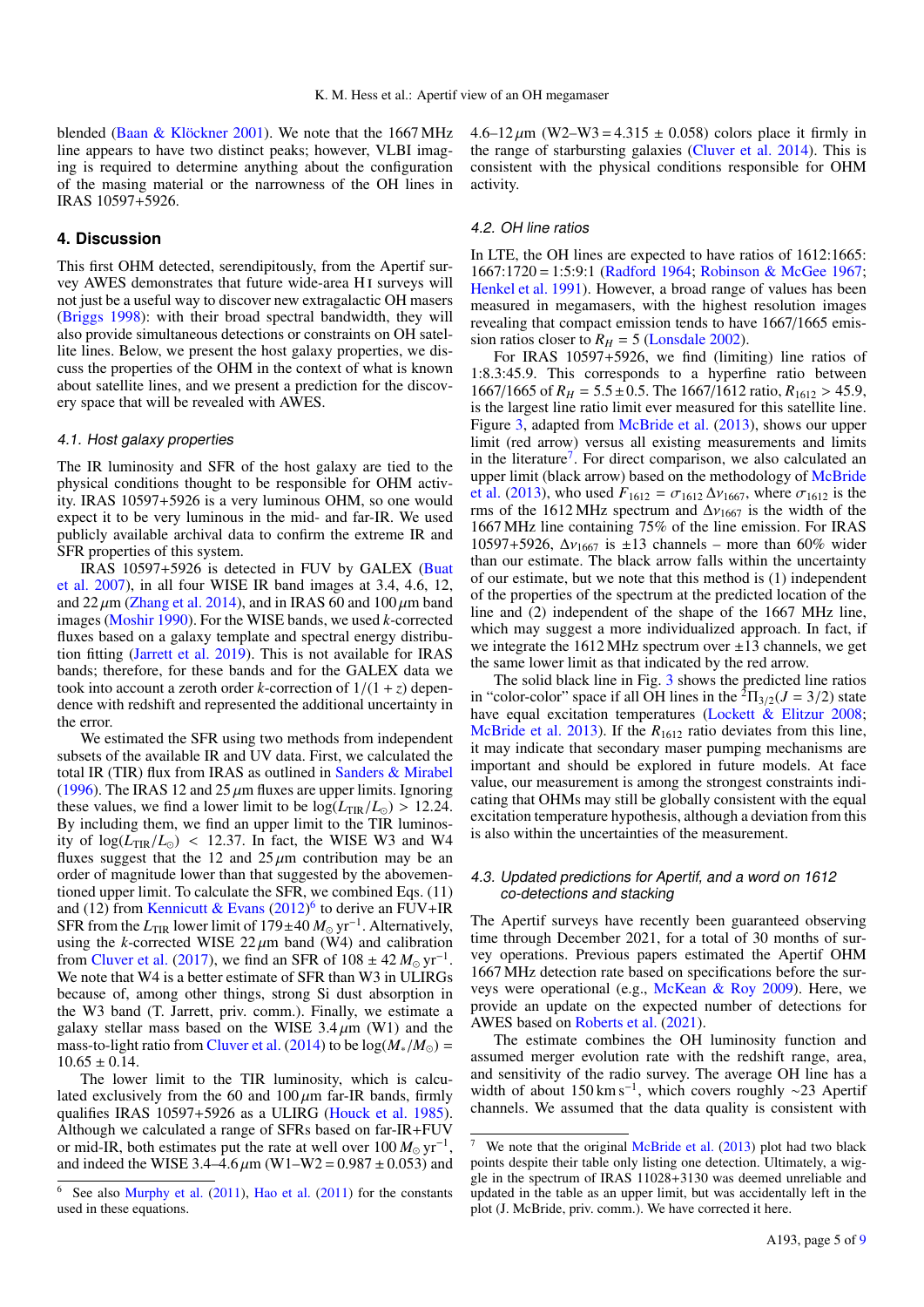blended (Baan & Klöckner 2001). We note that the 1667 MHz line appears to have two distinct peaks; however, VLBI imaging is required to determine anything about the configuration of the masing material or the narrowness of the OH lines in IRAS 10597+5926.

## 4. Discussion

This first OHM detected, serendipitously, from the Apertif survey AWES demonstrates that future wide-area H I surveys will not just be a useful way to discover new extragalactic OH masers (Briggs 1998): with their broad spectral bandwidth, they will also provide simultaneous detections or constraints on OH satellite lines. Below, we present the host galaxy properties, we discuss the properties of the OHM in the context of what is known about satellite lines, and we present a prediction for the discovery space that will be revealed with AWES.

### 4.1. Host galaxy properties

The IR luminosity and SFR of the host galaxy are tied to the physical conditions thought to be responsible for OHM activity. IRAS 10597+5926 is a very luminous OHM, so one would expect it to be very luminous in the mid- and far-IR. We used publicly available archival data to confirm the extreme IR and SFR properties of this system.

IRAS 10597+5926 is detected in FUV by GALEX (Buat et al. 2007), in all four WISE IR band images at 3.4, 4.6, 12, and 22 $\mu$m (Zhang et al. 2014), and in IRAS 60 and 100 $\mu$m band images (Moshir 1990). For the WISE bands, we used $k$-corrected fluxes based on a galaxy template and spectral energy distribution fitting (Jarrett et al. 2019). This is not available for IRAS bands; therefore, for these bands and for the GALEX data we took into account a zeroth order $k$-correction of $1/(1+z)$ dependence with redshift and represented the additional uncertainty in the error.

We estimated the SFR using two methods from independent subsets of the available IR and UV data. First, we calculated the total IR (TIR) flux from IRAS as outlined in Sanders & Mirabel (1996). The IRAS 12 and 25 $\mu$m fluxes are upper limits. Ignoring these values, we find a lower limit to be $\log(L_{\rm TIR}/L_\odot) > 12.24$. By including them, we find an upper limit to the TIR luminosity of $\log(L_{\rm TIR}/L_\odot) < 12.37$. In fact, the WISE W3 and W4 fluxes suggest that the 12 and 25 $\mu$m contribution may be an order of magnitude lower than that suggested by the abovementioned upper limit. To calculate the SFR, we combined Eqs. (11) and (12) from Kennicutt & Evans (2012)[6] to derive an FUV+IR SFR from the $L_{\rm TIR}$ lower limit of $179 \pm 40\,M_\odot\,{\rm yr}^{-1}$. Alternatively, using the $k$-corrected WISE 22 $\mu$m band (W4) and calibration from Cluver et al. (2017), we find an SFR of $108 \pm 42\,M_\odot\,{\rm yr}^{-1}$. We note that W4 is a better estimate of SFR than W3 in ULIRGs because of, among other things, strong Si dust absorption in the W3 band (T. Jarrett, priv. comm.). Finally, we estimate a galaxy stellar mass based on the WISE 3.4 $\mu$m (W1) and the mass-to-light ratio from Cluver et al. (2014) to be $\log(M_*/M_\odot) = 10.65 \pm 0.14$.

The lower limit to the TIR luminosity, which is calculated exclusively from the 60 and 100 $\mu$m far-IR bands, firmly qualifies IRAS 10597+5926 as a ULIRG (Houck et al. 1985). Although we calculated a range of SFRs based on far-IR+FUV or mid-IR, both estimates put the rate at well over $100\,M_\odot\,{\rm yr}^{-1}$, and indeed the WISE 3.4–4.6 $\mu$m (W1–W2 = $0.987 \pm 0.053$) and 4.6–12 $\mu$m (W2–W3 = $4.315 \pm 0.058$) colors place it firmly in the range of starbursting galaxies (Cluver et al. 2014). This is consistent with the physical conditions responsible for OHM activity.

### 4.2. OH line ratios

In LTE, the OH lines are expected to have ratios of 1612:1665:1667:1720 = 1:5:9:1 (Radford 1964; Robinson & McGee 1967; Henkel et al. 1991). However, a broad range of values has been measured in megamasers, with the highest resolution images revealing that compact emission tends to have 1667/1665 emission ratios closer to $R_H = 5$ (Lonsdale 2002).

For IRAS 10597+5926, we find (limiting) line ratios of 1:8.3:45.9. This corresponds to a hyperfine ratio between 1667/1665 of $R_H = 5.5 \pm 0.5$. The 1667/1612 ratio, $R_{1612} > 45.9$, is the largest line ratio limit ever measured for this satellite line. Figure 3, adapted from McBride et al. (2013), shows our upper limit (red arrow) versus all existing measurements and limits in the literature[7]. For direct comparison, we also calculated an upper limit (black arrow) based on the methodology of McBride et al. (2013), who used $F_{1612} = \sigma_{1612}\,\Delta\nu_{1667}$, where $\sigma_{1612}$ is the rms of the 1612 MHz spectrum and $\Delta\nu_{1667}$ is the width of the 1667 MHz line containing 75% of the line emission. For IRAS 10597+5926, $\Delta\nu_{1667}$ is $\pm 13$ channels – more than 60% wider than our estimate. The black arrow falls within the uncertainty of our estimate, but we note that this method is (1) independent of the properties of the spectrum at the predicted location of the line and (2) independent of the shape of the 1667 MHz line, which may suggest a more individualized approach. In fact, if we integrate the 1612 MHz spectrum over $\pm 13$ channels, we get the same lower limit as that indicated by the red arrow.

The solid black line in Fig. 3 shows the predicted line ratios in "color-color" space if all OH lines in the $^2\Pi_{3/2}(J = 3/2)$ state have equal excitation temperatures (Lockett & Elitzur 2008; McBride et al. 2013). If the $R_{1612}$ ratio deviates from this line, it may indicate that secondary maser pumping mechanisms are important and should be explored in future models. At face value, our measurement is among the strongest constraints indicating that OHMs may still be globally consistent with the equal excitation temperature hypothesis, although a deviation from this is also within the uncertainties of the measurement.

### 4.3. Updated predictions for Apertif, and a word on 1612 co-detections and stacking

The Apertif surveys have recently been guaranteed observing time through December 2021, for a total of 30 months of survey operations. Previous papers estimated the Apertif OHM 1667 MHz detection rate based on specifications before the surveys were operational (e.g., McKean & Roy 2009). Here, we provide an update on the expected number of detections for AWES based on Roberts et al. (2021).

The estimate combines the OH luminosity function and assumed merger evolution rate with the redshift range, area, and sensitivity of the radio survey. The average OH line has a width of about 150 km s$^{-1}$, which covers roughly ~23 Apertif channels. We assumed that the data quality is consistent with

---

[6] See also Murphy et al. (2011), Hao et al. (2011) for the constants used in these equations.

[7] We note that the original McBride et al. (2013) plot had two black points despite their table only listing one detection. Ultimately, a wiggle in the spectrum of IRAS 11028+3130 was deemed unreliable and updated in the table as an upper limit, but was accidentally left in the plot (J. McBride, priv. comm.). We have corrected it here.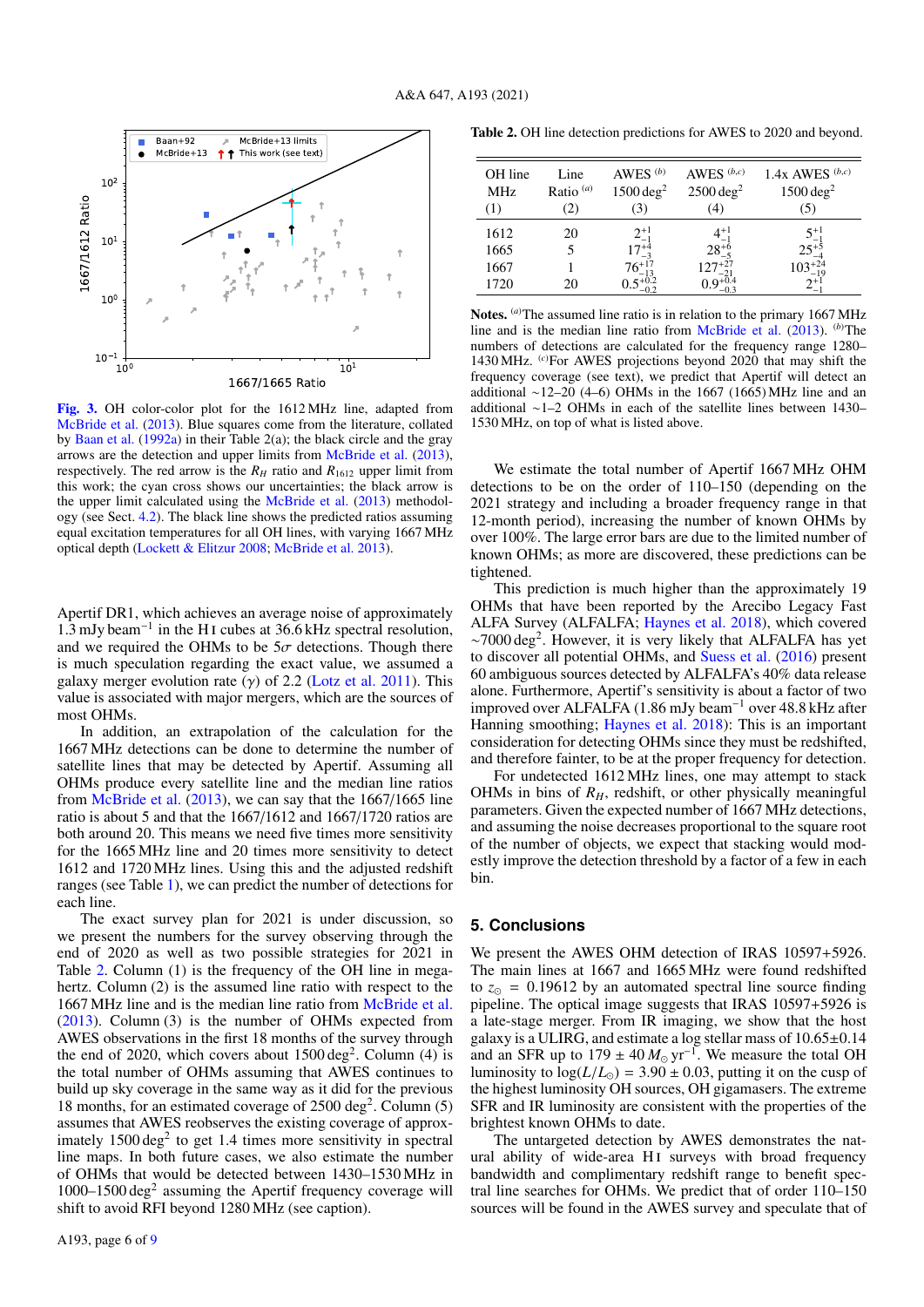Fig. 3. OH color-color plot for the 1612 MHz line, adapted from McBride et al. (2013). Blue squares come from the literature, collated by Baan et al. (1992a) in their Table 2(a); the black circle and the gray arrows are the detection and upper limits from McBride et al. (2013), respectively. The red arrow is the $R_H$ ratio and $R_{1612}$ upper limit from this work; the cyan cross shows our uncertainties; the black arrow is the upper limit calculated using the McBride et al. (2013) methodology (see Sect. 4.2). The black line shows the predicted ratios assuming equal excitation temperatures for all OH lines, with varying 1667 MHz optical depth (Lockett & Elitzur 2008; McBride et al. 2013).

Apertif DR1, which achieves an average noise of approximately 1.3 mJy beam$^{-1}$ in the H I cubes at 36.6 kHz spectral resolution, and we required the OHMs to be 5$\sigma$ detections. Though there is much speculation regarding the exact value, we assumed a galaxy merger evolution rate ($\gamma$) of 2.2 (Lotz et al. 2011). This value is associated with major mergers, which are the sources of most OHMs.

In addition, an extrapolation of the calculation for the 1667 MHz detections can be done to determine the number of satellite lines that may be detected by Apertif. Assuming all OHMs produce every satellite line and the median line ratios from McBride et al. (2013), we can say that the 1667/1665 line ratio is about 5 and that the 1667/1612 and 1667/1720 ratios are both around 20. This means we need five times more sensitivity for the 1665 MHz line and 20 times more sensitivity to detect 1612 and 1720 MHz lines. Using this and the adjusted redshift ranges (see Table 1), we can predict the number of detections for each line.

The exact survey plan for 2021 is under discussion, so we present the numbers for the survey observing through the end of 2020 as well as two possible strategies for 2021 in Table 2. Column (1) is the frequency of the OH line in megahertz. Column (2) is the assumed line ratio with respect to the 1667 MHz line and is the median line ratio from McBride et al. (2013). Column (3) is the number of OHMs expected from AWES observations in the first 18 months of the survey through the end of 2020, which covers about 1500 deg$^2$. Column (4) is the total number of OHMs assuming that AWES continues to build up sky coverage in the same way as it did for the previous 18 months, for an estimated coverage of 2500 deg$^2$. Column (5) assumes that AWES reobserves the existing coverage of approximately 1500 deg$^2$ to get 1.4 times more sensitivity in spectral line maps. In both future cases, we also estimate the number of OHMs that would be detected between 1430–1530 MHz in 1000–1500 deg$^2$ assuming the Apertif frequency coverage will shift to avoid RFI beyond 1280 MHz (see caption).

Table 2. OH line detection predictions for AWES to 2020 and beyond.

| OH line MHz (1) | Line Ratio [(a)] (2) | AWES [(b)] 1500 deg$^2$ (3) | AWES [(b,c)] 2500 deg$^2$ (4) | 1.4x AWES [(b,c)] 1500 deg$^2$ (5) |
|---|---|---|---|---|
| 1612 | 20 | $2^{+1}_{-1}$ | $4^{+1}_{-1}$ | $5^{+1}_{-1}$ |
| 1665 | 5 | $17^{+4}_{-3}$ | $28^{+6}_{-5}$ | $25^{+5}_{-4}$ |
| 1667 | 1 | $76^{+17}_{-13}$ | $127^{+27}_{-21}$ | $103^{+24}_{-19}$ |
| 1720 | 20 | $0.5^{+0.2}_{-0.2}$ | $0.9^{+0.4}_{-0.3}$ | $2^{+1}_{-1}$ |

**Notes.** [(a)] The assumed line ratio is in relation to the primary 1667 MHz line and is the median line ratio from McBride et al. (2013). [(b)] The numbers of detections are calculated for the frequency range 1280–1430 MHz. [(c)] For AWES projections beyond 2020 that may shift the frequency coverage (see text), we predict that Apertif will detect an additional ∼12–20 (4–6) OHMs in the 1667 (1665) MHz line and an additional ∼1–2 OHMs in each of the satellite lines between 1430–1530 MHz, on top of what is listed above.

We estimate the total number of Apertif 1667 MHz OHM detections to be on the order of 110–150 (depending on the 2021 strategy and including a broader frequency range in that 12-month period), increasing the number of known OHMs by over 100%. The large error bars are due to the limited number of known OHMs; as more are discovered, these predictions can be tightened.

This prediction is much higher than the approximately 19 OHMs that have been reported by the Arecibo Legacy Fast ALFA Survey (ALFALFA; Haynes et al. 2018), which covered ∼7000 deg$^2$. However, it is very likely that ALFALFA has yet to discover all potential OHMs, and Suess et al. (2016) present 60 ambiguous sources detected by ALFALFA's 40% data release alone. Furthermore, Apertif's sensitivity is about a factor of two improved over ALFALFA (1.86 mJy beam$^{-1}$ over 48.8 kHz after Hanning smoothing; Haynes et al. 2018): This is an important consideration for detecting OHMs since they must be redshifted, and therefore fainter, to be at the proper frequency for detection.

For undetected 1612 MHz lines, one may attempt to stack OHMs in bins of $R_H$, redshift, or other physically meaningful parameters. Given the expected number of 1667 MHz detections, and assuming the noise decreases proportional to the square root of the number of objects, we expect that stacking would modestly improve the detection threshold by a factor of a few in each bin.

## 5. Conclusions

We present the AWES OHM detection of IRAS 10597+5926. The main lines at 1667 and 1665 MHz were found redshifted to $z_{\odot}$ = 0.19612 by an automated spectral line source finding pipeline. The optical image suggests that IRAS 10597+5926 is a late-stage merger. From IR imaging, we show that the host galaxy is a ULIRG, and estimate a log stellar mass of 10.65±0.14 and an SFR up to 179 ± 40 $M_{\odot}$ yr$^{-1}$. We measure the total OH luminosity to $\log(L/L_{\odot})$ = 3.90 ± 0.03, putting it on the cusp of the highest luminosity OH sources, OH gigamasers. The extreme SFR and IR luminosity are consistent with the properties of the brightest known OHMs to date.

The untargeted detection by AWES demonstrates the natural ability of wide-area H I surveys with broad frequency bandwidth and complimentary redshift range to benefit spectral line searches for OHMs. We predict that of order 110–150 sources will be found in the AWES survey and speculate that of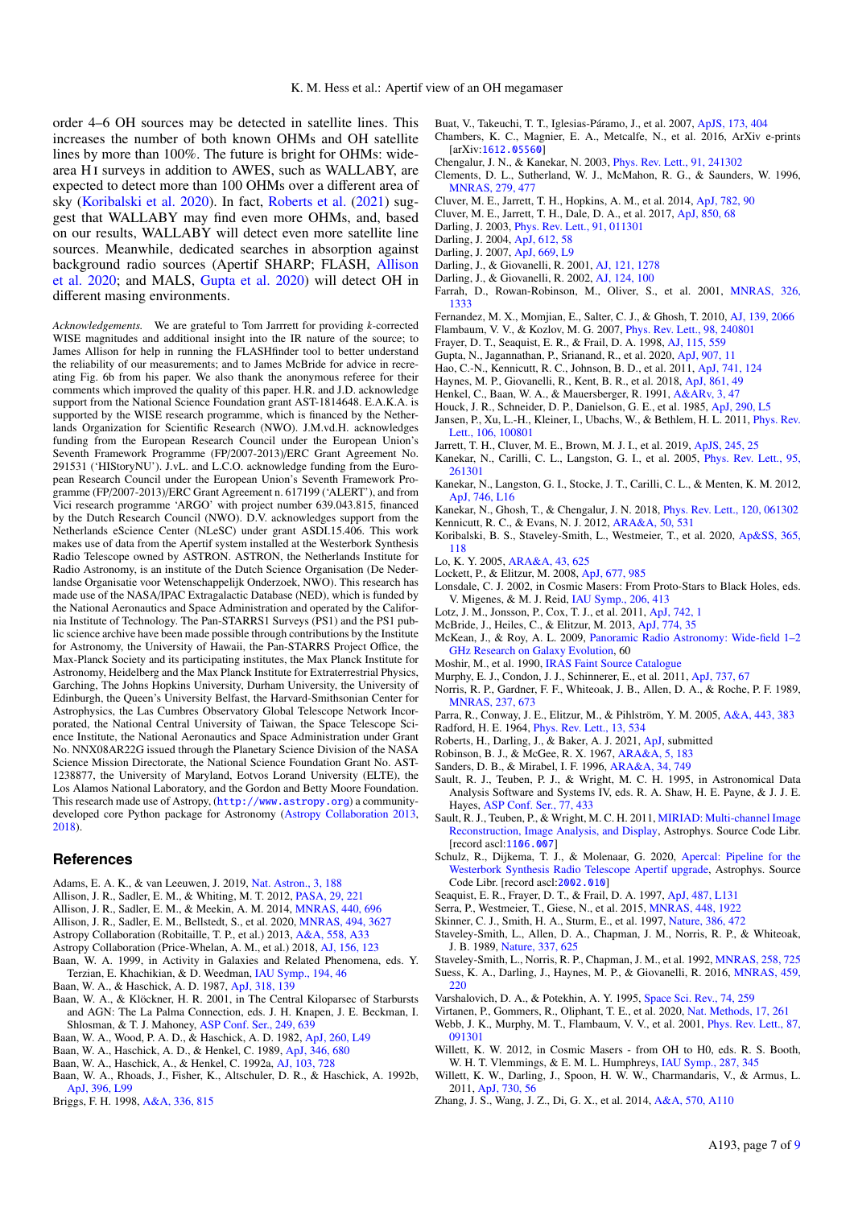order 4–6 OH sources may be detected in satellite lines. This increases the number of both known OHMs and OH satellite lines by more than 100%. The future is bright for OHMs: wide-area H I surveys in addition to AWES, such as WALLABY, are expected to detect more than 100 OHMs over a different area of sky (Koribalski et al. 2020). In fact, Roberts et al. (2021) suggest that WALLABY may find even more OHMs, and, based on our results, WALLABY will detect even more satellite line sources. Meanwhile, dedicated searches in absorption against background radio sources (Apertif SHARP; FLASH, Allison et al. 2020; and MALS, Gupta et al. 2020) will detect OH in different masing environments.

*Acknowledgements.* We are grateful to Tom Jarrrett for providing $k$-corrected WISE magnitudes and additional insight into the IR nature of the source; to James Allison for help in running the FLASHfinder tool to better understand the reliability of our measurements; and to James McBride for advice in recreating Fig. 6b from his paper. We also thank the anonymous referee for their comments which improved the quality of this paper. H.R. and J.D. acknowledge support from the National Science Foundation grant AST-1814648. E.A.K.A. is supported by the WISE research programme, which is financed by the Netherlands Organization for Scientific Research (NWO). J.M.vd.H. acknowledges funding from the European Research Council under the European Union's Seventh Framework Programme (FP/2007-2013)/ERC Grant Agreement No. 291531 ('HIStoryNU'). J.vL. and L.C.O. acknowledge funding from the European Research Council under the European Union's Seventh Framework Programme (FP/2007-2013)/ERC Grant Agreement n. 617199 ('ALERT'), and from Vici research programme 'ARGO' with project number 639.043.815, financed by the Dutch Research Council (NWO). D.V. acknowledges support from the Netherlands eScience Center (NLeSC) under grant ASDI.15.406. This work makes use of data from the Apertif system installed at the Westerbork Synthesis Radio Telescope owned by ASTRON. ASTRON, the Netherlands Institute for Radio Astronomy, is an institute of the Dutch Science Organisation (De Nederlandse Organisatie voor Wetenschappelijk Onderzoek, NWO). This research has made use of the NASA/IPAC Extragalactic Database (NED), which is funded by the National Aeronautics and Space Administration and operated by the California Institute of Technology. The Pan-STARRS1 Surveys (PS1) and the PS1 public science archive have been made possible through contributions by the Institute for Astronomy, the University of Hawaii, the Pan-STARRS Project Office, the Max-Planck Society and its participating institutes, the Max Planck Institute for Astronomy, Heidelberg and the Max Planck Institute for Extraterrestrial Physics, Garching, The Johns Hopkins University, Durham University, the University of Edinburgh, the Queen's University Belfast, the Harvard-Smithsonian Center for Astrophysics, the Las Cumbres Observatory Global Telescope Network Incorporated, the National Central University of Taiwan, the Space Telescope Science Institute, the National Aeronautics and Space Administration under Grant No. NNX08AR22G issued through the Planetary Science Division of the NASA Science Mission Directorate, the National Science Foundation Grant No. AST-1238877, the University of Maryland, Eotvos Lorand University (ELTE), the Los Alamos National Laboratory, and the Gordon and Betty Moore Foundation. This research made use of Astropy, (http://www.astropy.org) a community-developed core Python package for Astronomy (Astropy Collaboration 2013, 2018).

## References

Adams, E. A. K., & van Leeuwen, J. 2019, Nat. Astron., 3, 188
Allison, J. R., Sadler, E. M., & Whiting, M. T. 2012, PASA, 29, 221
Allison, J. R., Sadler, E. M., & Meekin, A. M. 2014, MNRAS, 440, 696
Allison, J. R., Sadler, E. M., Bellstedt, S., et al. 2020, MNRAS, 494, 3627
Astropy Collaboration (Robitaille, T. P., et al.) 2013, A&A, 558, A33
Astropy Collaboration (Price-Whelan, A. M., et al.) 2018, AJ, 156, 123
Baan, W. A. 1999, in Activity in Galaxies and Related Phenomena, eds. Y. Terzian, E. Khachikian, & D. Weedman, IAU Symp., 194, 46
Baan, W. A., & Haschick, A. D. 1987, ApJ, 318, 139
Baan, W. A., & Klöckner, H. R. 2001, in The Central Kiloparsec of Starbursts and AGN: The La Palma Connection, eds. J. H. Knapen, J. E. Beckman, I. Shlosman, & T. J. Mahoney, ASP Conf. Ser., 249, 639
Baan, W. A., Wood, P. A. D., & Haschick, A. D. 1982, ApJ, 260, L49
Baan, W. A., Haschick, A. D., & Henkel, C. 1989, ApJ, 346, 680
Baan, W. A., Haschick, A., & Henkel, C. 1992a, AJ, 103, 728
Baan, W. A., Rhoads, J., Fisher, K., Altschuler, D. R., & Haschick, A. 1992b, ApJ, 396, L99
Briggs, F. H. 1998, A&A, 336, 815
Buat, V., Takeuchi, T. T., Iglesias-Páramo, J., et al. 2007, ApJS, 173, 404
Chambers, K. C., Magnier, E. A., Metcalfe, N., et al. 2016, ArXiv e-prints [arXiv:1612.05560]
Chengalur, J. N., & Kanekar, N. 2003, Phys. Rev. Lett., 91, 241302
Clements, D. L., Sutherland, W. J., McMahon, R. G., & Saunders, W. 1996, MNRAS, 279, 477
Cluver, M. E., Jarrett, T. H., Hopkins, A. M., et al. 2014, ApJ, 782, 90
Cluver, M. E., Jarrett, T. H., Dale, D. A., et al. 2017, ApJ, 850, 68
Darling, J. 2003, Phys. Rev. Lett., 91, 011301
Darling, J. 2004, ApJ, 612, 58
Darling, J. 2007, ApJ, 669, L9
Darling, J., & Giovanelli, R. 2001, AJ, 121, 1278
Darling, J., & Giovanelli, R. 2002, AJ, 124, 100
Farrah, D., Rowan-Robinson, M., Oliver, S., et al. 2001, MNRAS, 326, 1333
Fernandez, M. X., Momjian, E., Salter, C. J., & Ghosh, T. 2010, AJ, 139, 2066
Flambaum, V. V., & Kozlov, M. G. 2007, Phys. Rev. Lett., 98, 240801
Frayer, D. T., Seaquist, E. R., & Frail, D. A. 1998, AJ, 115, 559
Gupta, N., Jagannathan, P., Srianand, R., et al. 2020, ApJ, 907, 11
Hao, C.-N., Kennicutt, R. C., Johnson, B. D., et al. 2011, ApJ, 741, 124
Haynes, M. P., Giovanelli, R., Kent, B. R., et al. 2018, ApJ, 861, 49
Henkel, C., Baan, W. A., & Mauersberger, R. 1991, A&ARv, 3, 47
Houck, J. R., Schneider, D. P., Danielson, G. E., et al. 1985, ApJ, 290, L5
Jansen, P., Xu, L.-H., Kleiner, I., Ubachs, W., & Bethlem, H. L. 2011, Phys. Rev. Lett., 106, 100801
Jarrett, T. H., Cluver, M. E., Brown, M. J. I., et al. 2019, ApJS, 245, 25
Kanekar, N., Carilli, C. L., Langston, G. I., et al. 2005, Phys. Rev. Lett., 95, 261301
Kanekar, N., Langston, G. I., Stocke, J. T., Carilli, C. L., & Menten, K. M. 2012, ApJ, 746, L16
Kanekar, N., Ghosh, T., & Chengalur, J. N. 2018, Phys. Rev. Lett., 120, 061302
Kennicutt, R. C., & Evans, N. J. 2012, ARA&A, 50, 531
Koribalski, B. S., Staveley-Smith, L., Westmeier, T., et al. 2020, Ap&SS, 365, 118
Lo, K. Y. 2005, ARA&A, 43, 625
Lockett, P., & Elitzur, M. 2008, ApJ, 677, 985
Lonsdale, C. J. 2002, in Cosmic Masers: From Proto-Stars to Black Holes, eds. V. Migenes, & M. J. Reid, IAU Symp., 206, 413
Lotz, J. M., Jonsson, P., Cox, T. J., et al. 2011, ApJ, 742, 1
McBride, J., Heiles, C., & Elitzur, M. 2013, ApJ, 774, 35
McKean, J., & Roy, A. L. 2009, Panoramic Radio Astronomy: Wide-field 1–2 GHz Research on Galaxy Evolution, 60
Moshir, M., et al. 1990, IRAS Faint Source Catalogue
Murphy, E. J., Condon, J. J., Schinnerer, E., et al. 2011, ApJ, 737, 67
Norris, R. P., Gardner, F. F., Whiteoak, J. B., Allen, D. A., & Roche, P. F. 1989, MNRAS, 237, 673
Parra, R., Conway, J. E., Elitzur, M., & Pihlström, Y. M. 2005, A&A, 443, 383
Radford, H. E. 1964, Phys. Rev. Lett., 13, 534
Roberts, H., Darling, J., & Baker, A. J. 2021, ApJ, submitted
Robinson, B. J., & McGee, R. X. 1967, ARA&A, 5, 183
Sanders, D. B., & Mirabel, I. F. 1996, ARA&A, 34, 749
Sault, R. J., Teuben, P. J., & Wright, M. C. H. 1995, in Astronomical Data Analysis Software and Systems IV, eds. R. A. Shaw, H. E. Payne, & J. J. E. Hayes, ASP Conf. Ser., 77, 433
Sault, R. J., Teuben, P., & Wright, M. C. H. 2011, MIRIAD: Multi-channel Image Reconstruction, Image Analysis, and Display, Astrophys. Source Code Libr. [record ascl:1106.007]
Schulz, R., Dijkema, T. J., & Molenaar, G. 2020, Apercal: Pipeline for the Westerbork Synthesis Radio Telescope Apertif upgrade, Astrophys. Source Code Libr. [record ascl:2002.010]
Seaquist, E. R., Frayer, D. T., & Frail, D. A. 1997, ApJ, 487, L131
Serra, P., Westmeier, T., Giese, N., et al. 2015, MNRAS, 448, 1922
Skinner, C. J., Smith, H. A., Sturm, E., et al. 1997, Nature, 386, 472
Staveley-Smith, L., Allen, D. A., Chapman, J. M., Norris, R. P., & Whiteoak, J. B. 1989, Nature, 337, 625
Staveley-Smith, L., Norris, R. P., Chapman, J. M., et al. 1992, MNRAS, 258, 725
Suess, K. A., Darling, J., Haynes, M. P., & Giovanelli, R. 2016, MNRAS, 459, 220
Varshalovich, D. A., & Potekhin, A. Y. 1995, Space Sci. Rev., 74, 259
Virtanen, P., Gommers, R., Oliphant, T. E., et al. 2020, Nat. Methods, 17, 261
Webb, J. K., Murphy, M. T., Flambaum, V. V., et al. 2001, Phys. Rev. Lett., 87, 091301
Willett, K. W. 2012, in Cosmic Masers - from OH to H0, eds. R. S. Booth, W. H. T. Vlemmings, & E. M. L. Humphreys, IAU Symp., 287, 345
Willett, K. W., Darling, J., Spoon, H. W. W., Charmandaris, V., & Armus, L. 2011, ApJ, 730, 56
Zhang, J. S., Wang, J. Z., Di, G. X., et al. 2014, A&A, 570, A110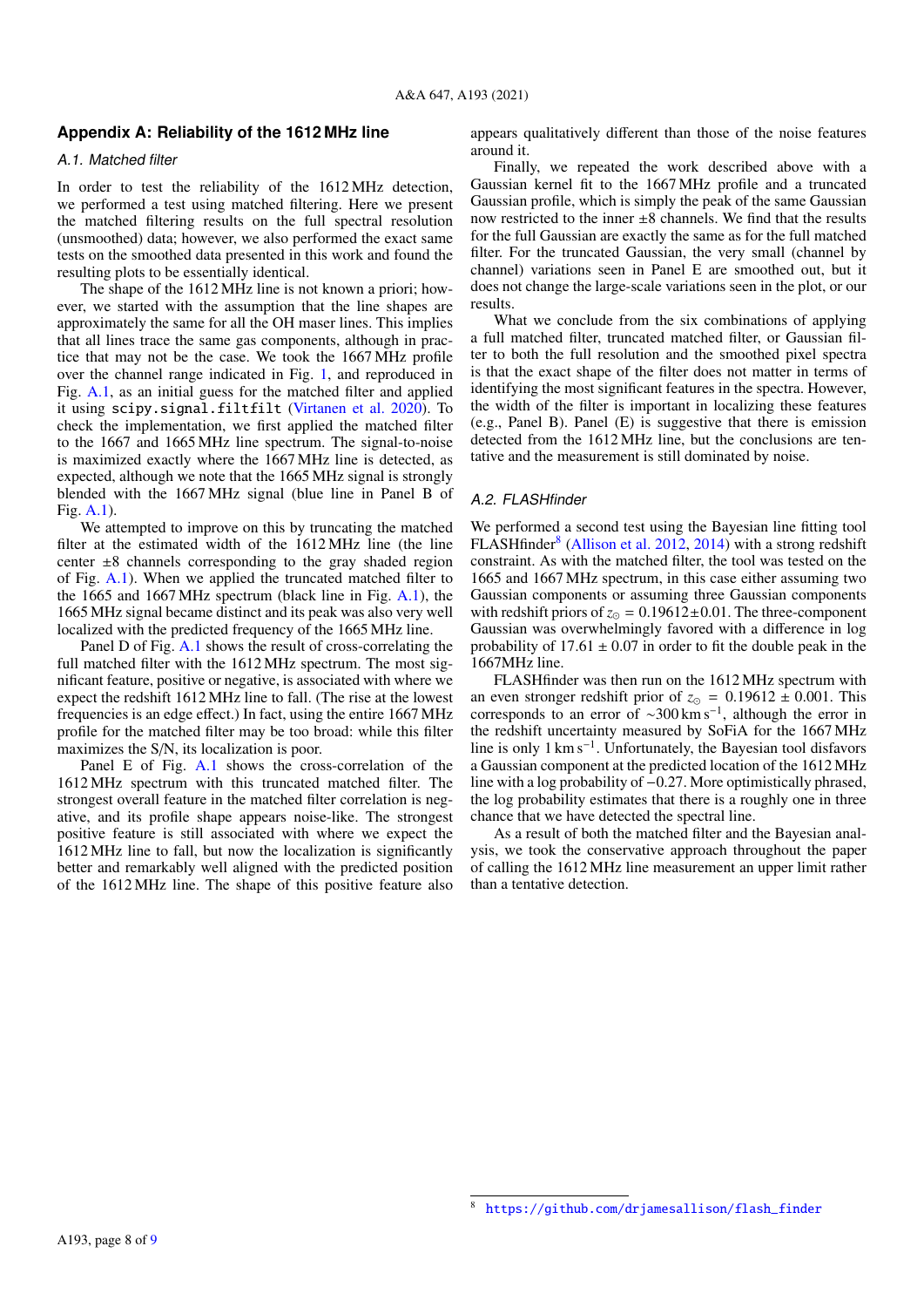## Appendix A: Reliability of the 1612 MHz line

### A.1. Matched filter

In order to test the reliability of the 1612 MHz detection, we performed a test using matched filtering. Here we present the matched filtering results on the full spectral resolution (unsmoothed) data; however, we also performed the exact same tests on the smoothed data presented in this work and found the resulting plots to be essentially identical.

The shape of the 1612 MHz line is not known a priori; however, we started with the assumption that the line shapes are approximately the same for all the OH maser lines. This implies that all lines trace the same gas components, although in practice that may not be the case. We took the 1667 MHz profile over the channel range indicated in Fig. 1, and reproduced in Fig. A.1, as an initial guess for the matched filter and applied it using `scipy.signal.filtfilt` (Virtanen et al. 2020). To check the implementation, we first applied the matched filter to the 1667 and 1665 MHz line spectrum. The signal-to-noise is maximized exactly where the 1667 MHz line is detected, as expected, although we note that the 1665 MHz signal is strongly blended with the 1667 MHz signal (blue line in Panel B of Fig. A.1).

We attempted to improve on this by truncating the matched filter at the estimated width of the 1612 MHz line (the line center ±8 channels corresponding to the gray shaded region of Fig. A.1). When we applied the truncated matched filter to the 1665 and 1667 MHz spectrum (black line in Fig. A.1), the 1665 MHz signal became distinct and its peak was also very well localized with the predicted frequency of the 1665 MHz line.

Panel D of Fig. A.1 shows the result of cross-correlating the full matched filter with the 1612 MHz spectrum. The most significant feature, positive or negative, is associated with where we expect the redshift 1612 MHz line to fall. (The rise at the lowest frequencies is an edge effect.) In fact, using the entire 1667 MHz profile for the matched filter may be too broad: while this filter maximizes the S/N, its localization is poor.

Panel E of Fig. A.1 shows the cross-correlation of the 1612 MHz spectrum with this truncated matched filter. The strongest overall feature in the matched filter correlation is negative, and its profile shape appears noise-like. The strongest positive feature is still associated with where we expect the 1612 MHz line to fall, but now the localization is significantly better and remarkably well aligned with the predicted position of the 1612 MHz line. The shape of this positive feature also appears qualitatively different than those of the noise features around it.

Finally, we repeated the work described above with a Gaussian kernel fit to the 1667 MHz profile and a truncated Gaussian profile, which is simply the peak of the same Gaussian now restricted to the inner ±8 channels. We find that the results for the full Gaussian are exactly the same as for the full matched filter. For the truncated Gaussian, the very small (channel by channel) variations seen in Panel E are smoothed out, but it does not change the large-scale variations seen in the plot, or our results.

What we conclude from the six combinations of applying a full matched filter, truncated matched filter, or Gaussian filter to both the full resolution and the smoothed pixel spectra is that the exact shape of the filter does not matter in terms of identifying the most significant features in the spectra. However, the width of the filter is important in localizing these features (e.g., Panel B). Panel (E) is suggestive that there is emission detected from the 1612 MHz line, but the conclusions are tentative and the measurement is still dominated by noise.

### A.2. FLASHfinder

We performed a second test using the Bayesian line fitting tool FLASHfinder[8] (Allison et al. 2012, 2014) with a strong redshift constraint. As with the matched filter, the tool was tested on the 1665 and 1667 MHz spectrum, in this case either assuming two Gaussian components or assuming three Gaussian components with redshift priors of $z_{\odot} = 0.19612 \pm 0.01$. The three-component Gaussian was overwhelmingly favored with a difference in log probability of $17.61 \pm 0.07$ in order to fit the double peak in the 1667MHz line.

FLASHfinder was then run on the 1612 MHz spectrum with an even stronger redshift prior of $z_{\odot} = 0.19612 \pm 0.001$. This corresponds to an error of $\sim$300 km s$^{-1}$, although the error in the redshift uncertainty measured by SoFiA for the 1667 MHz line is only 1 km s$^{-1}$. Unfortunately, the Bayesian tool disfavors a Gaussian component at the predicted location of the 1612 MHz line with a log probability of $-0.27$. More optimistically phrased, the log probability estimates that there is a roughly one in three chance that we have detected the spectral line.

As a result of both the matched filter and the Bayesian analysis, we took the conservative approach throughout the paper of calling the 1612 MHz line measurement an upper limit rather than a tentative detection.

[8] https://github.com/drjamesallison/flash_finder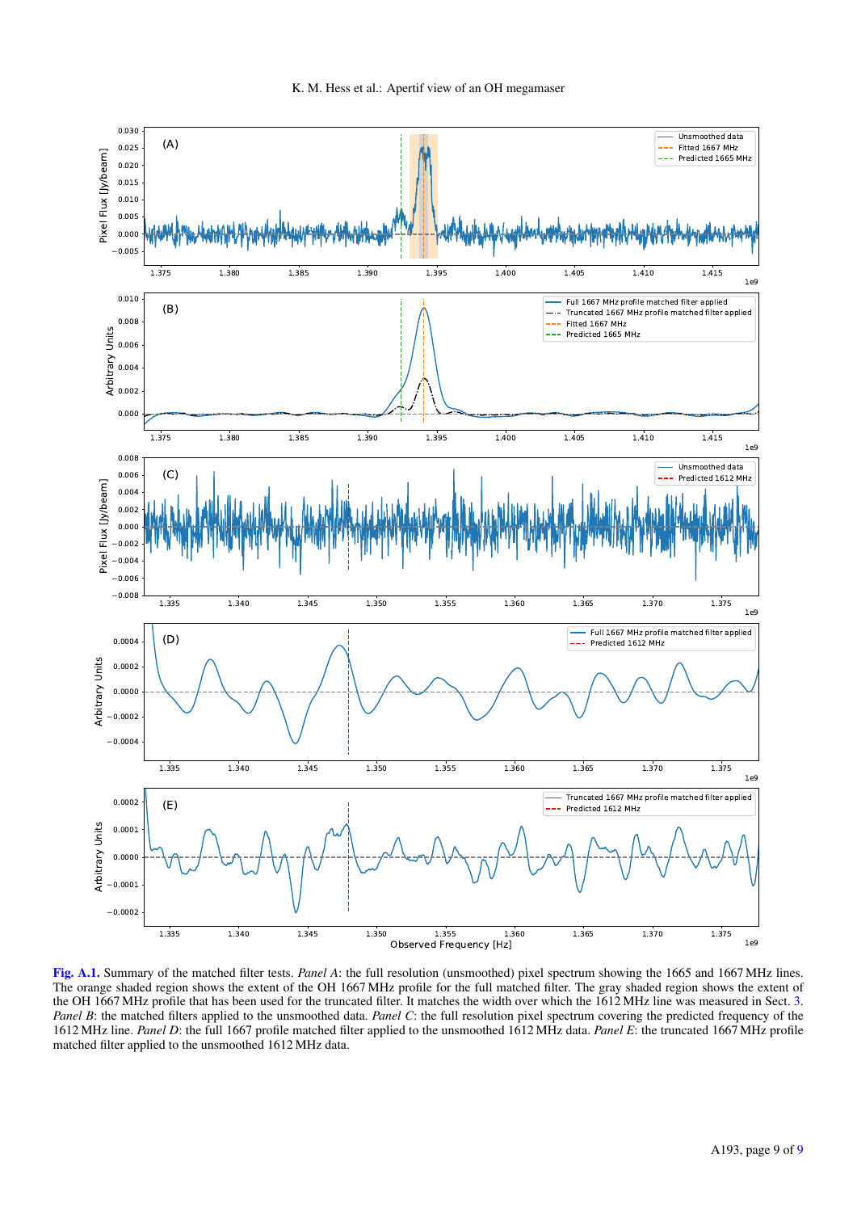(A)

Unsmoothed data
Fitted 1667 MHz
Predicted 1665 MHz

Pixel Flux [Jy/beam]

0.030
0.025
0.020
0.015
0.010
0.005
0.000
−0.005

1.375 1.380 1.385 1.390 1.395 1.400 1.405 1.410 1.415
1e9

(B)

Full 1667 MHz profile matched filter applied
Truncated 1667 MHz profile matched filter applied
Fitted 1667 MHz
Predicted 1665 MHz

Arbitrary Units

0.010
0.008
0.006
0.004
0.002
0.000

1.375 1.380 1.385 1.390 1.395 1.400 1.405 1.410 1.415
1e9

(C)

Unsmoothed data
Predicted 1612 MHz

Pixel Flux [Jy/beam]

0.008
0.006
0.004
0.002
0.000
−0.002
−0.004
−0.006
−0.008

1.335 1.340 1.345 1.350 1.355 1.360 1.365 1.370 1.375
1e9

(D)

Full 1667 MHz profile matched filter applied
Predicted 1612 MHz

Arbitrary Units

0.0004
0.0002
0.0000
−0.0002
−0.0004

1.335 1.340 1.345 1.350 1.355 1.360 1.365 1.370 1.375
1e9

(E)

Truncated 1667 MHz profile matched filter applied
Predicted 1612 MHz

Arbitrary Units

0.0002
0.0001
0.0000
−0.0001
−0.0002

1.335 1.340 1.345 1.350 1.355 1.360 1.365 1.370 1.375
1e9

Observed Frequency [Hz]

**Fig. A.1.** Summary of the matched filter tests. *Panel A*: the full resolution (unsmoothed) pixel spectrum showing the 1665 and 1667 MHz lines. The orange shaded region shows the extent of the OH 1667 MHz profile for the full matched filter. The gray shaded region shows the extent of the OH 1667 MHz profile that has been used for the truncated filter. It matches the width over which the 1612 MHz line was measured in Sect. 3. *Panel B*: the matched filters applied to the unsmoothed data. *Panel C*: the full resolution pixel spectrum covering the predicted frequency of the 1612 MHz line. *Panel D*: the full 1667 profile matched filter applied to the unsmoothed 1612 MHz data. *Panel E*: the truncated 1667 MHz profile matched filter applied to the unsmoothed 1612 MHz data.